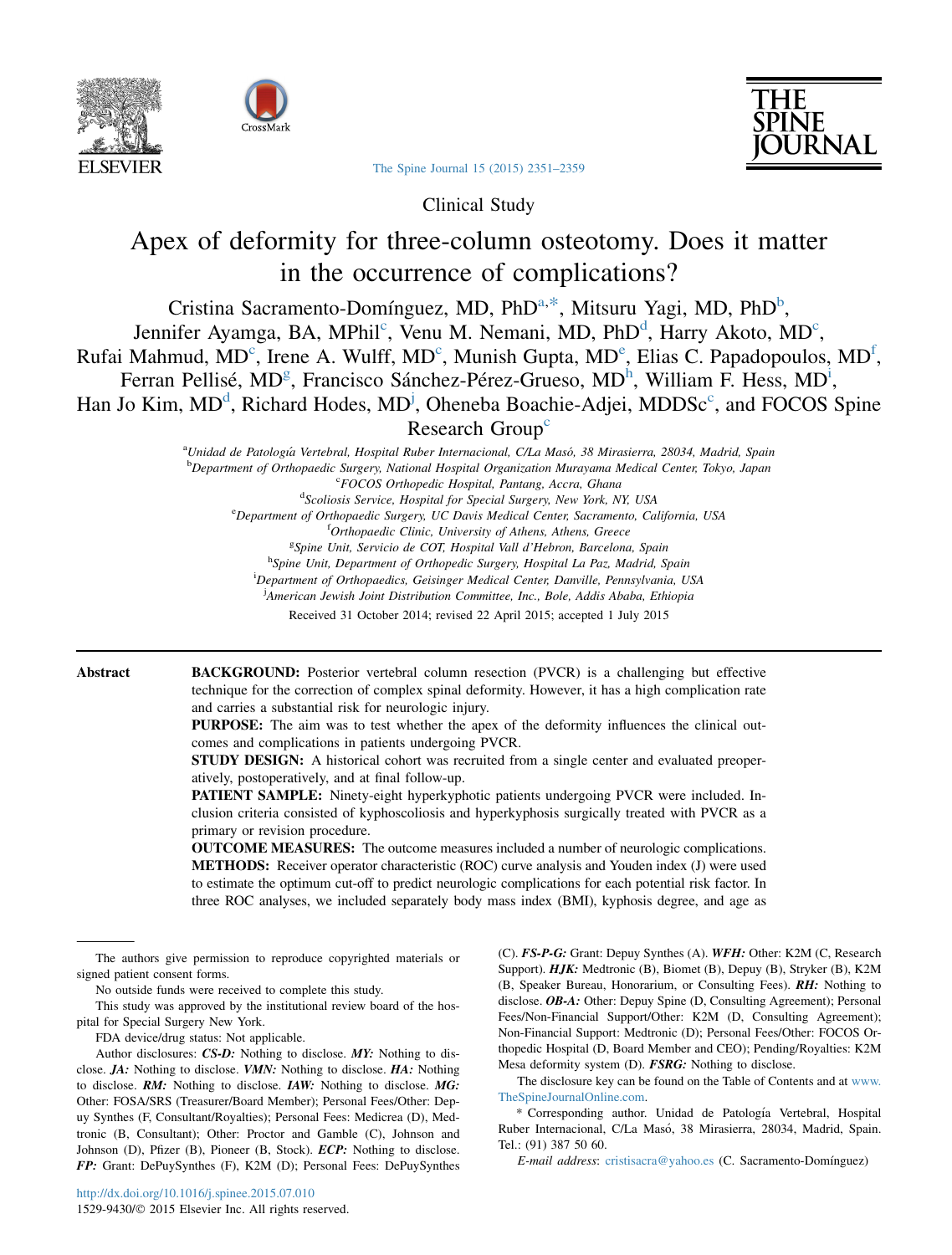Clinical Study

# Apex of deformity for three-column osteotomy. Does it matter in the occurrence of complications?

Cristina Sacramento-Domínguez, MD, PhD[a,*], Mitsuru Yagi, MD, PhD[b], Jennifer Ayamga, BA, MPhil[c], Venu M. Nemani, MD, PhD[d], Harry Akoto, MD[c], Rufai Mahmud, MD[c], Irene A. Wulff, MD[c], Munish Gupta, MD[e], Elias C. Papadopoulos, MD[f], Ferran Pellisé, MD[g], Francisco Sánchez-Pérez-Grueso, MD[h], William F. Hess, MD[i], Han Jo Kim, MD[d], Richard Hodes, MD[j], Oheneba Boachie-Adjei, MDDSc[c], and FOCOS Spine Research Group[c]

[a]*Unidad de Patología Vertebral, Hospital Ruber Internacional, C/La Masó, 38 Mirasierra, 28034, Madrid, Spain*

[b]*Department of Orthopaedic Surgery, National Hospital Organization Murayama Medical Center, Tokyo, Japan*

[c]*FOCOS Orthopedic Hospital, Pantang, Accra, Ghana*

[d]*Scoliosis Service, Hospital for Special Surgery, New York, NY, USA*

[e]*Department of Orthopaedic Surgery, UC Davis Medical Center, Sacramento, California, USA*

[f]*Orthopaedic Clinic, University of Athens, Athens, Greece*

[g]*Spine Unit, Servicio de COT, Hospital Vall d'Hebron, Barcelona, Spain*

[h]*Spine Unit, Department of Orthopedic Surgery, Hospital La Paz, Madrid, Spain*

[i]*Department of Orthopaedics, Geisinger Medical Center, Danville, Pennsylvania, USA*

[j]*American Jewish Joint Distribution Committee, Inc., Bole, Addis Ababa, Ethiopia*

Received 31 October 2014; revised 22 April 2015; accepted 1 July 2015

**Abstract**

**BACKGROUND:** Posterior vertebral column resection (PVCR) is a challenging but effective technique for the correction of complex spinal deformity. However, it has a high complication rate and carries a substantial risk for neurologic injury.

**PURPOSE:** The aim was to test whether the apex of the deformity influences the clinical outcomes and complications in patients undergoing PVCR.

**STUDY DESIGN:** A historical cohort was recruited from a single center and evaluated preoperatively, postoperatively, and at final follow-up.

**PATIENT SAMPLE:** Ninety-eight hyperkyphotic patients undergoing PVCR were included. Inclusion criteria consisted of kyphoscoliosis and hyperkyphosis surgically treated with PVCR as a primary or revision procedure.

**OUTCOME MEASURES:** The outcome measures included a number of neurologic complications.

**METHODS:** Receiver operator characteristic (ROC) curve analysis and Youden index (J) were used to estimate the optimum cut-off to predict neurologic complications for each potential risk factor. In three ROC analyses, we included separately body mass index (BMI), kyphosis degree, and age as

The authors give permission to reproduce copyrighted materials or signed patient consent forms.

No outside funds were received to complete this study.

This study was approved by the institutional review board of the hospital for Special Surgery New York.

FDA device/drug status: Not applicable.

Author disclosures: ***CS-D:*** Nothing to disclose. ***MY:*** Nothing to disclose. ***JA:*** Nothing to disclose. ***VMN:*** Nothing to disclose. ***HA:*** Nothing to disclose. ***RM:*** Nothing to disclose. ***IAW:*** Nothing to disclose. ***MG:*** Other: FOSA/SRS (Treasurer/Board Member); Personal Fees/Other: Depuy Synthes (F, Consultant/Royalties); Personal Fees: Medicrea (D), Medtronic (B, Consultant); Other: Proctor and Gamble (C), Johnson and Johnson (D), Pfizer (B), Pioneer (B, Stock). ***ECP:*** Nothing to disclose. ***FP:*** Grant: DePuySynthes (F), K2M (D); Personal Fees: DePuySynthes (C). ***FS-P-G:*** Grant: Depuy Synthes (A). ***WFH:*** Other: K2M (C, Research Support). ***HJK:*** Medtronic (B), Biomet (B), Depuy (B), Stryker (B), K2M (B, Speaker Bureau, Honorarium, or Consulting Fees). ***RH:*** Nothing to disclose. ***OB-A:*** Other: Depuy Spine (D, Consulting Agreement); Personal Fees/Non-Financial Support/Other: K2M (D, Consulting Agreement); Non-Financial Support: Medtronic (D); Personal Fees/Other: FOCOS Orthopedic Hospital (D, Board Member and CEO); Pending/Royalties: K2M Mesa deformity system (D). ***FSRG:*** Nothing to disclose.

The disclosure key can be found on the Table of Contents and at www.TheSpineJournalOnline.com.

\* Corresponding author. Unidad de Patología Vertebral, Hospital Ruber Internacional, C/La Masó, 38 Mirasierra, 28034, Madrid, Spain. Tel.: (91) 387 50 60.

*E-mail address:* cristisacra@yahoo.es (C. Sacramento-Domínguez)

http://dx.doi.org/10.1016/j.spinee.2015.07.010

1529-9430/© 2015 Elsevier Inc. All rights reserved.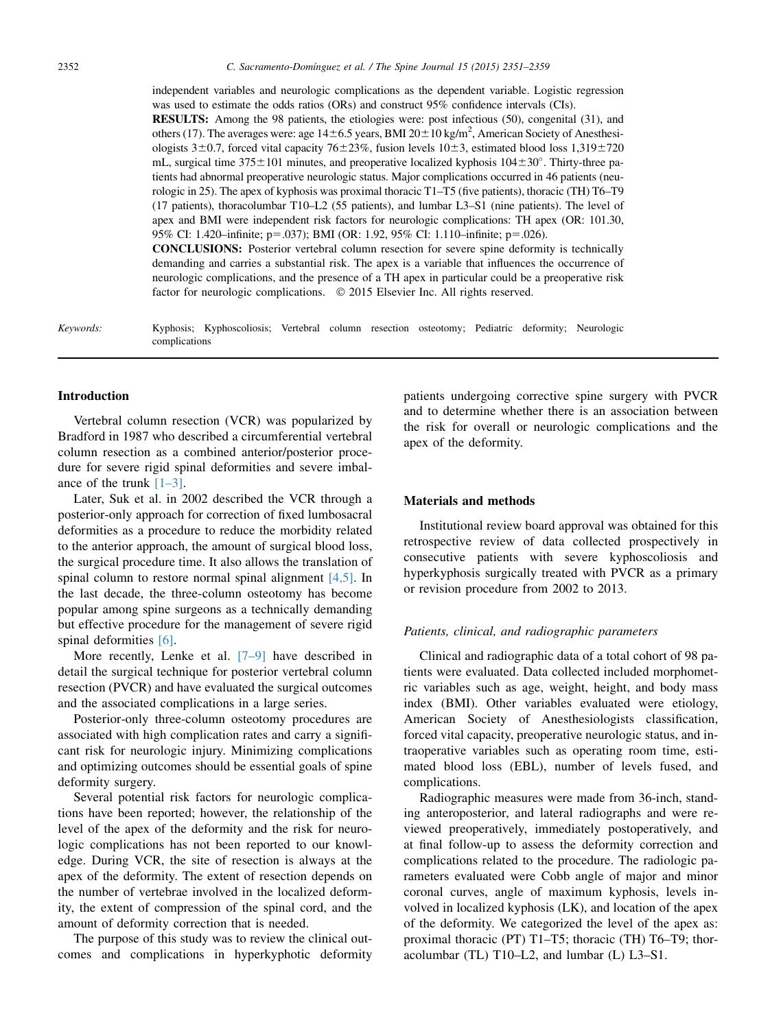independent variables and neurologic complications as the dependent variable. Logistic regression was used to estimate the odds ratios (ORs) and construct 95% confidence intervals (CIs).

**RESULTS:** Among the 98 patients, the etiologies were: post infectious (50), congenital (31), and others (17). The averages were: age 14±6.5 years, BMI 20±10 kg/m$^2$, American Society of Anesthesiologists 3±0.7, forced vital capacity 76±23%, fusion levels 10±3, estimated blood loss 1,319±720 mL, surgical time 375±101 minutes, and preoperative localized kyphosis 104±30°. Thirty-three patients had abnormal preoperative neurologic status. Major complications occurred in 46 patients (neurologic in 25). The apex of kyphosis was proximal thoracic T1–T5 (five patients), thoracic (TH) T6–T9 (17 patients), thoracolumbar T10–L2 (55 patients), and lumbar L3–S1 (nine patients). The level of apex and BMI were independent risk factors for neurologic complications: TH apex (OR: 101.30, 95% CI: 1.420–infinite; p=.037); BMI (OR: 1.92, 95% CI: 1.110–infinite; p=.026).

**CONCLUSIONS:** Posterior vertebral column resection for severe spine deformity is technically demanding and carries a substantial risk. The apex is a variable that influences the occurrence of neurologic complications, and the presence of a TH apex in particular could be a preoperative risk factor for neurologic complications. © 2015 Elsevier Inc. All rights reserved.

*Keywords:* Kyphosis; Kyphoscoliosis; Vertebral column resection osteotomy; Pediatric deformity; Neurologic complications

## Introduction

Vertebral column resection (VCR) was popularized by Bradford in 1987 who described a circumferential vertebral column resection as a combined anterior/posterior procedure for severe rigid spinal deformities and severe imbalance of the trunk [1–3].

Later, Suk et al. in 2002 described the VCR through a posterior-only approach for correction of fixed lumbosacral deformities as a procedure to reduce the morbidity related to the anterior approach, the amount of surgical blood loss, the surgical procedure time. It also allows the translation of spinal column to restore normal spinal alignment [4,5]. In the last decade, the three-column osteotomy has become popular among spine surgeons as a technically demanding but effective procedure for the management of severe rigid spinal deformities [6].

More recently, Lenke et al. [7–9] have described in detail the surgical technique for posterior vertebral column resection (PVCR) and have evaluated the surgical outcomes and the associated complications in a large series.

Posterior-only three-column osteotomy procedures are associated with high complication rates and carry a significant risk for neurologic injury. Minimizing complications and optimizing outcomes should be essential goals of spine deformity surgery.

Several potential risk factors for neurologic complications have been reported; however, the relationship of the level of the apex of the deformity and the risk for neurologic complications has not been reported to our knowledge. During VCR, the site of resection is always at the apex of the deformity. The extent of resection depends on the number of vertebrae involved in the localized deformity, the extent of compression of the spinal cord, and the amount of deformity correction that is needed.

The purpose of this study was to review the clinical outcomes and complications in hyperkyphotic deformity patients undergoing corrective spine surgery with PVCR and to determine whether there is an association between the risk for overall or neurologic complications and the apex of the deformity.

## Materials and methods

Institutional review board approval was obtained for this retrospective review of data collected prospectively in consecutive patients with severe kyphoscoliosis and hyperkyphosis surgically treated with PVCR as a primary or revision procedure from 2002 to 2013.

### *Patients, clinical, and radiographic parameters*

Clinical and radiographic data of a total cohort of 98 patients were evaluated. Data collected included morphometric variables such as age, weight, height, and body mass index (BMI). Other variables evaluated were etiology, American Society of Anesthesiologists classification, forced vital capacity, preoperative neurologic status, and intraoperative variables such as operating room time, estimated blood loss (EBL), number of levels fused, and complications.

Radiographic measures were made from 36-inch, standing anteroposterior, and lateral radiographs and were reviewed preoperatively, immediately postoperatively, and at final follow-up to assess the deformity correction and complications related to the procedure. The radiologic parameters evaluated were Cobb angle of major and minor coronal curves, angle of maximum kyphosis, levels involved in localized kyphosis (LK), and location of the apex of the deformity. We categorized the level of the apex as: proximal thoracic (PT) T1–T5; thoracic (TH) T6–T9; thoracolumbar (TL) T10–L2, and lumbar (L) L3–S1.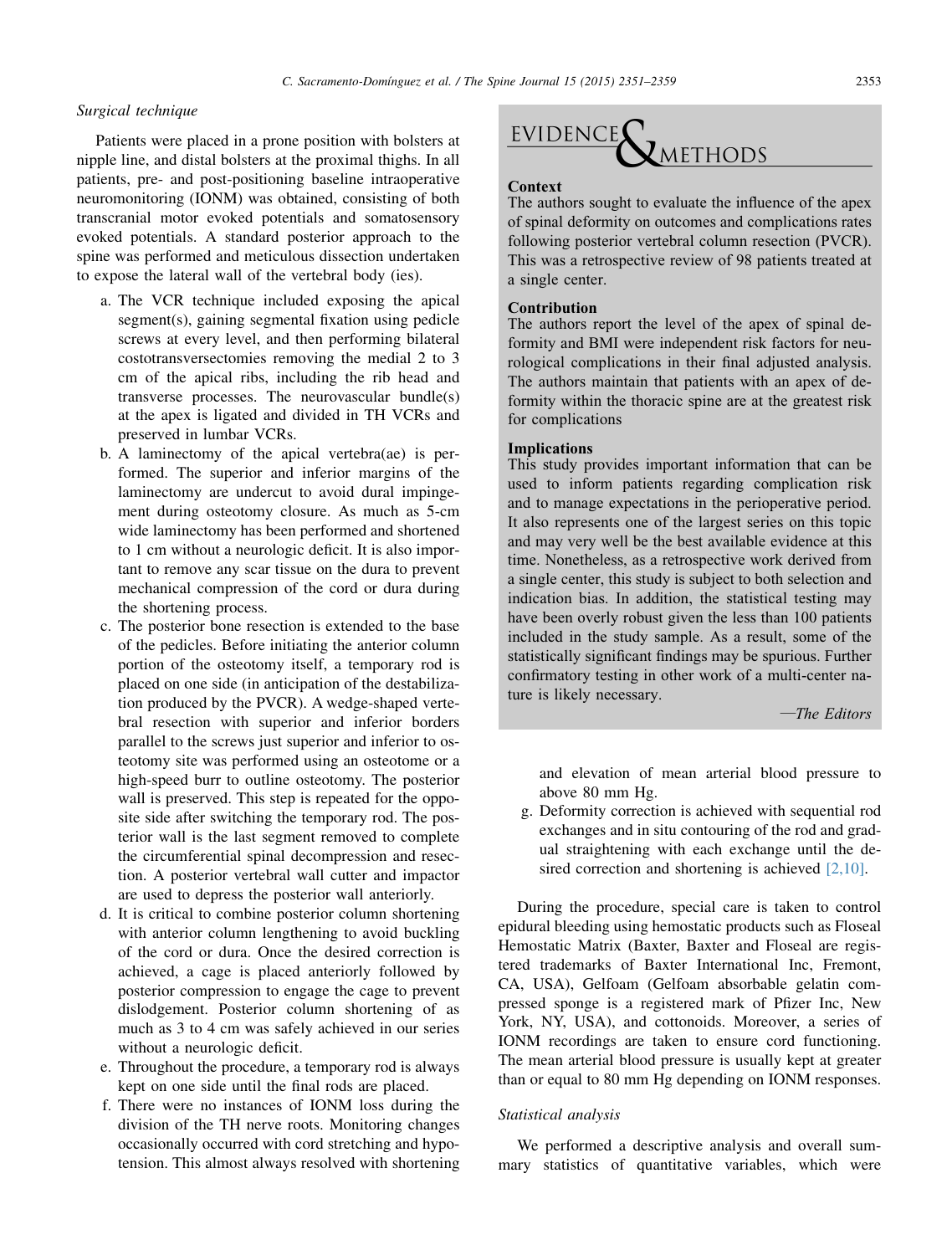### Surgical technique

Patients were placed in a prone position with bolsters at nipple line, and distal bolsters at the proximal thighs. In all patients, pre- and post-positioning baseline intraoperative neuromonitoring (IONM) was obtained, consisting of both transcranial motor evoked potentials and somatosensory evoked potentials. A standard posterior approach to the spine was performed and meticulous dissection undertaken to expose the lateral wall of the vertebral body (ies).

a. The VCR technique included exposing the apical segment(s), gaining segmental fixation using pedicle screws at every level, and then performing bilateral costotransversectomies removing the medial 2 to 3 cm of the apical ribs, including the rib head and transverse processes. The neurovascular bundle(s) at the apex is ligated and divided in TH VCRs and preserved in lumbar VCRs.
b. A laminectomy of the apical vertebra(ae) is performed. The superior and inferior margins of the laminectomy are undercut to avoid dural impingement during osteotomy closure. As much as 5-cm wide laminectomy has been performed and shortened to 1 cm without a neurologic deficit. It is also important to remove any scar tissue on the dura to prevent mechanical compression of the cord or dura during the shortening process.
c. The posterior bone resection is extended to the base of the pedicles. Before initiating the anterior column portion of the osteotomy itself, a temporary rod is placed on one side (in anticipation of the destabilization produced by the PVCR). A wedge-shaped vertebral resection with superior and inferior borders parallel to the screws just superior and inferior to osteotomy site was performed using an osteotome or a high-speed burr to outline osteotomy. The posterior wall is preserved. This step is repeated for the opposite side after switching the temporary rod. The posterior wall is the last segment removed to complete the circumferential spinal decompression and resection. A posterior vertebral wall cutter and impactor are used to depress the posterior wall anteriorly.
d. It is critical to combine posterior column shortening with anterior column lengthening to avoid buckling of the cord or dura. Once the desired correction is achieved, a cage is placed anteriorly followed by posterior compression to engage the cage to prevent dislodgement. Posterior column shortening of as much as 3 to 4 cm was safely achieved in our series without a neurologic deficit.
e. Throughout the procedure, a temporary rod is always kept on one side until the final rods are placed.
f. There were no instances of IONM loss during the division of the TH nerve roots. Monitoring changes occasionally occurred with cord stretching and hypotension. This almost always resolved with shortening and elevation of mean arterial blood pressure to above 80 mm Hg.
g. Deformity correction is achieved with sequential rod exchanges and in situ contouring of the rod and gradual straightening with each exchange until the desired correction and shortening is achieved [2,10].

> **EVIDENCE & METHODS**
>
> **Context**
> The authors sought to evaluate the influence of the apex of spinal deformity on outcomes and complications rates following posterior vertebral column resection (PVCR). This was a retrospective review of 98 patients treated at a single center.
>
> **Contribution**
> The authors report the level of the apex of spinal deformity and BMI were independent risk factors for neurological complications in their final adjusted analysis. The authors maintain that patients with an apex of deformity within the thoracic spine are at the greatest risk for complications
>
> **Implications**
> This study provides important information that can be used to inform patients regarding complication risk and to manage expectations in the perioperative period. It also represents one of the largest series on this topic and may very well be the best available evidence at this time. Nonetheless, as a retrospective work derived from a single center, this study is subject to both selection and indication bias. In addition, the statistical testing may have been overly robust given the less than 100 patients included in the study sample. As a result, some of the statistically significant findings may be spurious. Further confirmatory testing in other work of a multi-center nature is likely necessary.
>
> *—The Editors*

During the procedure, special care is taken to control epidural bleeding using hemostatic products such as Floseal Hemostatic Matrix (Baxter, Baxter and Floseal are registered trademarks of Baxter International Inc, Fremont, CA, USA), Gelfoam (Gelfoam absorbable gelatin compressed sponge is a registered mark of Pfizer Inc, New York, NY, USA), and cottonoids. Moreover, a series of IONM recordings are taken to ensure cord functioning. The mean arterial blood pressure is usually kept at greater than or equal to 80 mm Hg depending on IONM responses.

### Statistical analysis

We performed a descriptive analysis and overall summary statistics of quantitative variables, which were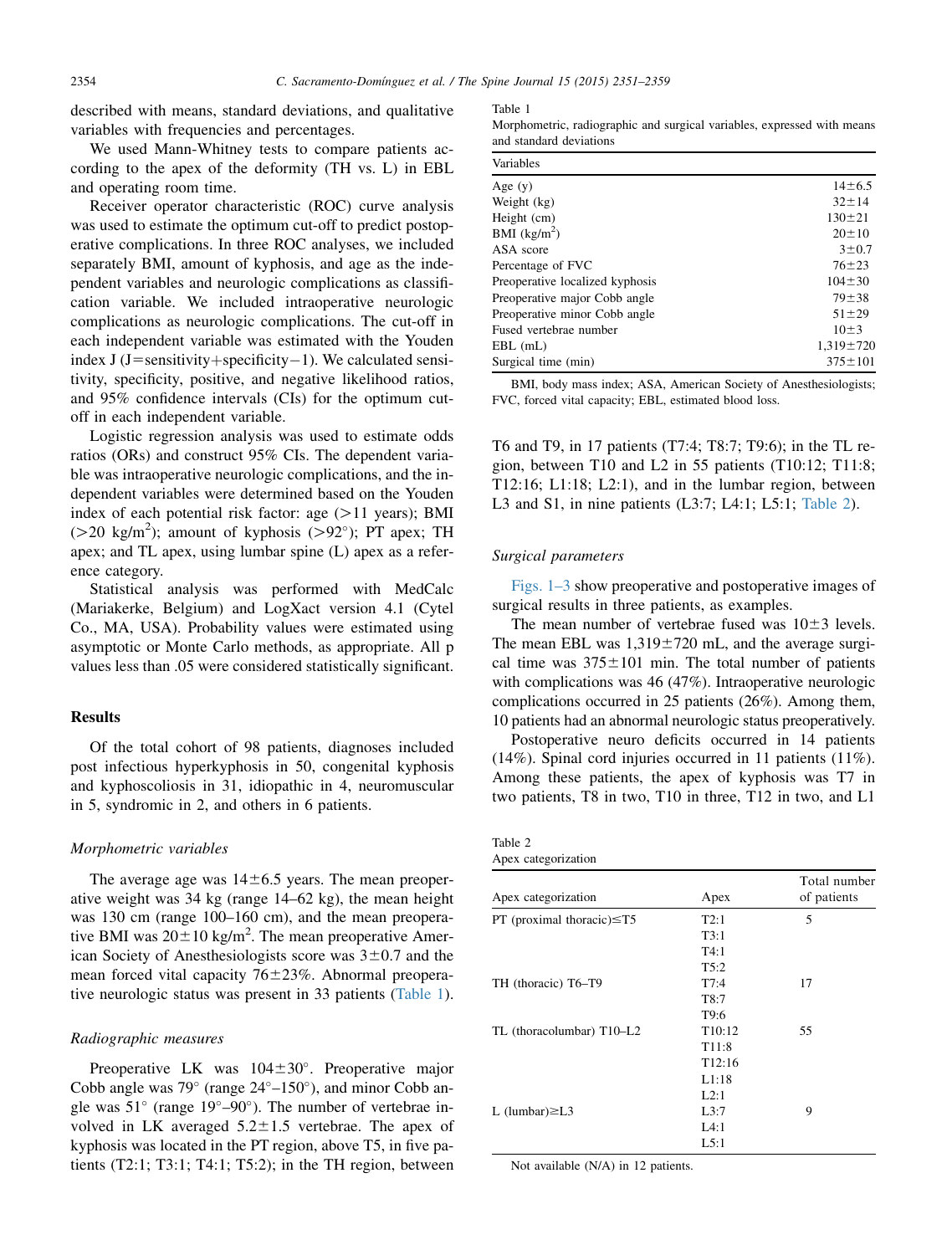described with means, standard deviations, and qualitative variables with frequencies and percentages.

We used Mann-Whitney tests to compare patients according to the apex of the deformity (TH vs. L) in EBL and operating room time.

Receiver operator characteristic (ROC) curve analysis was used to estimate the optimum cut-off to predict postoperative complications. In three ROC analyses, we included separately BMI, amount of kyphosis, and age as the independent variables and neurologic complications as classification variable. We included intraoperative neurologic complications as neurologic complications. The cut-off in each independent variable was estimated with the Youden index J (J=sensitivity+specificity−1). We calculated sensitivity, specificity, positive, and negative likelihood ratios, and 95% confidence intervals (CIs) for the optimum cut-off in each independent variable.

Logistic regression analysis was used to estimate odds ratios (ORs) and construct 95% CIs. The dependent variable was intraoperative neurologic complications, and the independent variables were determined based on the Youden index of each potential risk factor: age (>11 years); BMI (>20 kg/m$^2$); amount of kyphosis (>92°); PT apex; TH apex; and TL apex, using lumbar spine (L) apex as a reference category.

Statistical analysis was performed with MedCalc (Mariakerke, Belgium) and LogXact version 4.1 (Cytel Co., MA, USA). Probability values were estimated using asymptotic or Monte Carlo methods, as appropriate. All p values less than .05 were considered statistically significant.

## Results

Of the total cohort of 98 patients, diagnoses included post infectious hyperkyphosis in 50, congenital kyphosis and kyphoscoliosis in 31, idiopathic in 4, neuromuscular in 5, syndromic in 2, and others in 6 patients.

### Morphometric variables

The average age was 14±6.5 years. The mean preoperative weight was 34 kg (range 14–62 kg), the mean height was 130 cm (range 100–160 cm), and the mean preoperative BMI was 20±10 kg/m$^2$. The mean preoperative American Society of Anesthesiologists score was 3±0.7 and the mean forced vital capacity 76±23%. Abnormal preoperative neurologic status was present in 33 patients (Table 1).

Table 1
Morphometric, radiographic and surgical variables, expressed with means and standard deviations

| Variables | |
|---|---|
| Age (y) | 14±6.5 |
| Weight (kg) | 32±14 |
| Height (cm) | 130±21 |
| BMI (kg/m$^2$) | 20±10 |
| ASA score | 3±0.7 |
| Percentage of FVC | 76±23 |
| Preoperative localized kyphosis | 104±30 |
| Preoperative major Cobb angle | 79±38 |
| Preoperative minor Cobb angle | 51±29 |
| Fused vertebrae number | 10±3 |
| EBL (mL) | 1,319±720 |
| Surgical time (min) | 375±101 |

BMI, body mass index; ASA, American Society of Anesthesiologists; FVC, forced vital capacity; EBL, estimated blood loss.

### Radiographic measures

Preoperative LK was 104±30°. Preoperative major Cobb angle was 79° (range 24°–150°), and minor Cobb angle was 51° (range 19°–90°). The number of vertebrae involved in LK averaged 5.2±1.5 vertebrae. The apex of kyphosis was located in the PT region, above T5, in five patients (T2:1; T3:1; T4:1; T5:2); in the TH region, between T6 and T9, in 17 patients (T7:4; T8:7; T9:6); in the TL region, between T10 and L2 in 55 patients (T10:12; T11:8; T12:16; L1:18; L2:1), and in the lumbar region, between L3 and S1, in nine patients (L3:7; L4:1; L5:1; Table 2).

### Surgical parameters

Figs. 1–3 show preoperative and postoperative images of surgical results in three patients, as examples.

The mean number of vertebrae fused was 10±3 levels. The mean EBL was 1,319±720 mL, and the average surgical time was 375±101 min. The total number of patients with complications was 46 (47%). Intraoperative neurologic complications occurred in 25 patients (26%). Among them, 10 patients had an abnormal neurologic status preoperatively.

Postoperative neuro deficits occurred in 14 patients (14%). Spinal cord injuries occurred in 11 patients (11%). Among these patients, the apex of kyphosis was T7 in two patients, T8 in two, T10 in three, T12 in two, and L1

Table 2
Apex categorization

| Apex categorization | Apex | Total number of patients |
|---|---|---|
| PT (proximal thoracic)≤T5 | T2:1<br>T3:1<br>T4:1<br>T5:2 | 5 |
| TH (thoracic) T6–T9 | T7:4<br>T8:7<br>T9:6 | 17 |
| TL (thoracolumbar) T10–L2 | T10:12<br>T11:8<br>T12:16<br>L1:18<br>L2:1 | 55 |
| L (lumbar)≥L3 | L3:7<br>L4:1<br>L5:1 | 9 |

Not available (N/A) in 12 patients.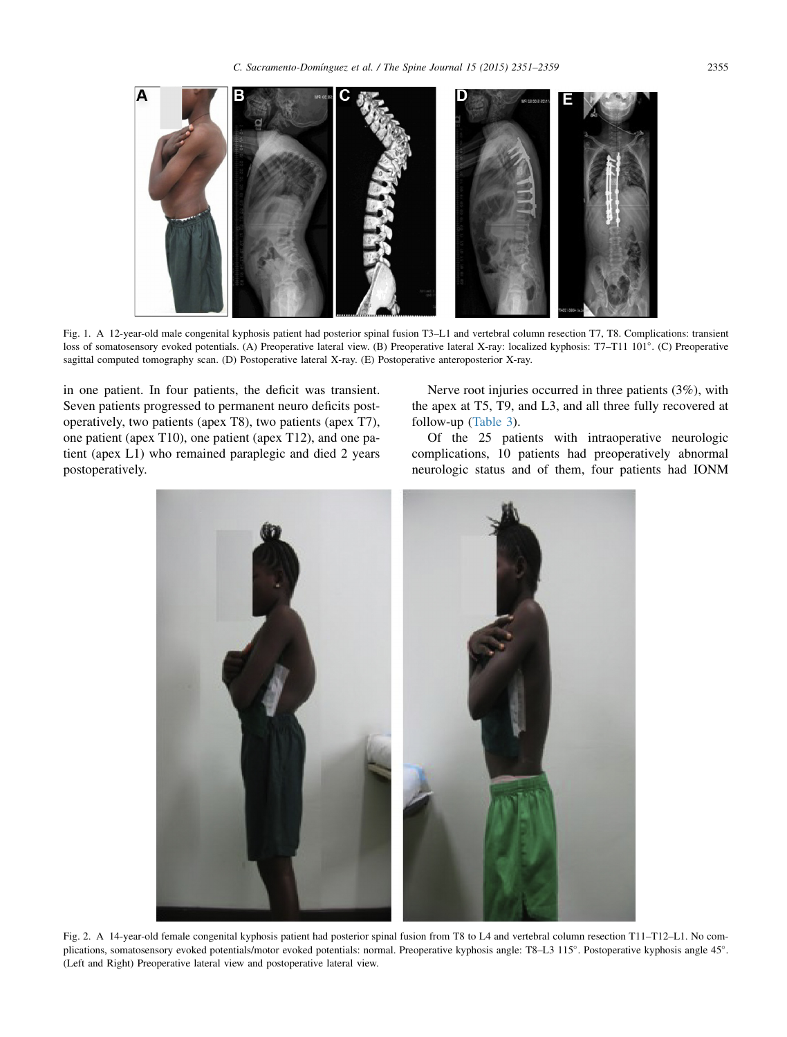Fig. 1. A 12-year-old male congenital kyphosis patient had posterior spinal fusion T3–L1 and vertebral column resection T7, T8. Complications: transient loss of somatosensory evoked potentials. (A) Preoperative lateral view. (B) Preoperative lateral X-ray: localized kyphosis: T7–T11 101°. (C) Preoperative sagittal computed tomography scan. (D) Postoperative lateral X-ray. (E) Postoperative anteroposterior X-ray.

in one patient. In four patients, the deficit was transient. Seven patients progressed to permanent neuro deficits postoperatively, two patients (apex T8), two patients (apex T7), one patient (apex T10), one patient (apex T12), and one patient (apex L1) who remained paraplegic and died 2 years postoperatively.

Nerve root injuries occurred in three patients (3%), with the apex at T5, T9, and L3, and all three fully recovered at follow-up (Table 3).

Of the 25 patients with intraoperative neurologic complications, 10 patients had preoperatively abnormal neurologic status and of them, four patients had IONM

Fig. 2. A 14-year-old female congenital kyphosis patient had posterior spinal fusion from T8 to L4 and vertebral column resection T11–T12–L1. No complications, somatosensory evoked potentials/motor evoked potentials: normal. Preoperative kyphosis angle: T8–L3 115°. Postoperative kyphosis angle 45°. (Left and Right) Preoperative lateral view and postoperative lateral view.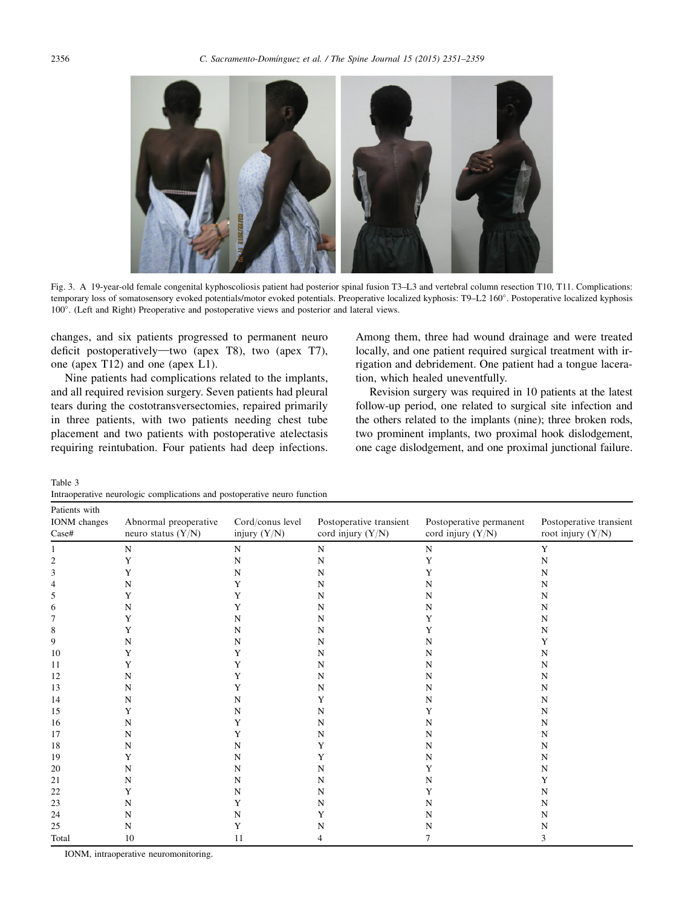Fig. 3. A 19-year-old female congenital kyphoscoliosis patient had posterior spinal fusion T3–L3 and vertebral column resection T10, T11. Complications: temporary loss of somatosensory evoked potentials/motor evoked potentials. Preoperative localized kyphosis: T9–L2 160°. Postoperative localized kyphosis 100°. (Left and Right) Preoperative and postoperative views and posterior and lateral views.

changes, and six patients progressed to permanent neuro deficit postoperatively—two (apex T8), two (apex T7), one (apex T12) and one (apex L1).

Nine patients had complications related to the implants, and all required revision surgery. Seven patients had pleural tears during the costotransversectomies, repaired primarily in three patients, with two patients needing chest tube placement and two patients with postoperative atelectasis requiring reintubation. Four patients had deep infections. Among them, three had wound drainage and were treated locally, and one patient required surgical treatment with irrigation and debridement. One patient had a tongue laceration, which healed uneventfully.

Revision surgery was required in 10 patients at the latest follow-up period, one related to surgical site infection and the others related to the implants (nine); three broken rods, two prominent implants, two proximal hook dislodgement, one cage dislodgement, and one proximal junctional failure.

Table 3
Intraoperative neurologic complications and postoperative neuro function

| Patients with IONM changes Case# | Abnormal preoperative neuro status (Y/N) | Cord/conus level injury (Y/N) | Postoperative transient cord injury (Y/N) | Postoperative permanent cord injury (Y/N) | Postoperative transient root injury (Y/N) |
|---|---|---|---|---|---|
| 1 | N | N | N | N | Y |
| 2 | Y | N | N | Y | N |
| 3 | Y | N | N | Y | N |
| 4 | N | Y | N | N | N |
| 5 | Y | Y | N | N | N |
| 6 | N | Y | N | N | N |
| 7 | Y | N | N | Y | N |
| 8 | Y | N | N | Y | N |
| 9 | N | N | N | N | Y |
| 10 | Y | Y | N | N | N |
| 11 | Y | Y | N | N | N |
| 12 | N | Y | N | N | N |
| 13 | N | Y | N | N | N |
| 14 | N | N | Y | N | N |
| 15 | Y | N | N | Y | N |
| 16 | N | Y | N | N | N |
| 17 | N | Y | N | N | N |
| 18 | N | N | Y | N | N |
| 19 | Y | N | Y | N | N |
| 20 | N | N | N | Y | N |
| 21 | N | N | N | N | Y |
| 22 | Y | N | N | Y | N |
| 23 | N | Y | N | N | N |
| 24 | N | N | Y | N | N |
| 25 | N | Y | N | N | N |
| Total | 10 | 11 | 4 | 7 | 3 |

IONM, intraoperative neuromonitoring.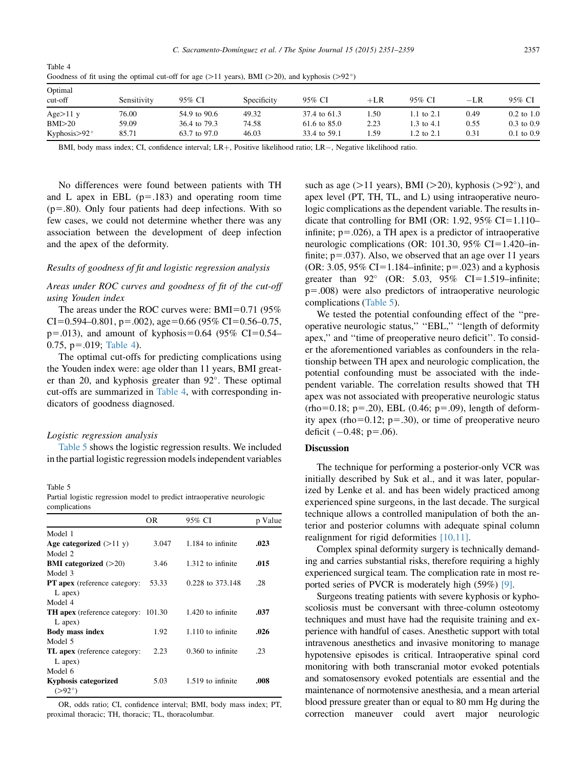Table 4
Goodness of fit using the optimal cut-off for age (>11 years), BMI (>20), and kyphosis (>92°)

| Optimal cut-off | Sensitivity | 95% CI | Specificity | 95% CI | +LR | 95% CI | −LR | 95% CI |
|---|---|---|---|---|---|---|---|---|
| Age>11 y | 76.00 | 54.9 to 90.6 | 49.32 | 37.4 to 61.3 | 1.50 | 1.1 to 2.1 | 0.49 | 0.2 to 1.0 |
| BMI>20 | 59.09 | 36.4 to 79.3 | 74.58 | 61.6 to 85.0 | 2.23 | 1.3 to 4.1 | 0.55 | 0.3 to 0.9 |
| Kyphosis>92° | 85.71 | 63.7 to 97.0 | 46.03 | 33.4 to 59.1 | 1.59 | 1.2 to 2.1 | 0.31 | 0.1 to 0.9 |

BMI, body mass index; CI, confidence interval; LR+, Positive likelihood ratio; LR−, Negative likelihood ratio.

No differences were found between patients with TH and L apex in EBL (p=.183) and operating room time (p=.80). Only four patients had deep infections. With so few cases, we could not determine whether there was any association between the development of deep infection and the apex of the deformity.

*Results of goodness of fit and logistic regression analysis*

*Areas under ROC curves and goodness of fit of the cut-off using Youden index*

The areas under the ROC curves were: BMI=0.71 (95% CI=0.594–0.801, p=.002), age=0.66 (95% CI=0.56–0.75, p=.013), and amount of kyphosis=0.64 (95% CI=0.54–0.75, p=.019; Table 4).

The optimal cut-offs for predicting complications using the Youden index were: age older than 11 years, BMI greater than 20, and kyphosis greater than 92°. These optimal cut-offs are summarized in Table 4, with corresponding indicators of goodness diagnosed.

*Logistic regression analysis*

Table 5 shows the logistic regression results. We included in the partial logistic regression models independent variables such as age (>11 years), BMI (>20), kyphosis (>92°), and apex level (PT, TH, TL, and L) using intraoperative neurologic complications as the dependent variable. The results indicate that controlling for BMI (OR: 1.92, 95% CI=1.110–infinite; p=.026), a TH apex is a predictor of intraoperative neurologic complications (OR: 101.30, 95% CI=1.420–infinite; p=.037). Also, we observed that an age over 11 years (OR: 3.05, 95% CI=1.184–infinite; p=.023) and a kyphosis greater than 92° (OR: 5.03, 95% CI=1.519–infinite; p=.008) were also predictors of intraoperative neurologic complications (Table 5).

Table 5
Partial logistic regression model to predict intraoperative neurologic complications

| | OR | 95% CI | p Value |
|---|---|---|---|
| Model 1 | | | |
| **Age categorized** (>11 y) | 3.047 | 1.184 to infinite | **.023** |
| Model 2 | | | |
| **BMI categorized** (>20) | 3.46 | 1.312 to infinite | **.015** |
| Model 3 | | | |
| **PT apex** (reference category: L apex) | 53.33 | 0.228 to 373.148 | .28 |
| Model 4 | | | |
| **TH apex** (reference category: L apex) | 101.30 | 1.420 to infinite | **.037** |
| **Body mass index** | 1.92 | 1.110 to infinite | **.026** |
| Model 5 | | | |
| **TL apex** (reference category: L apex) | 2.23 | 0.360 to infinite | .23 |
| Model 6 | | | |
| **Kyphosis categorized** (>92°) | 5.03 | 1.519 to infinite | **.008** |

OR, odds ratio; CI, confidence interval; BMI, body mass index; PT, proximal thoracic; TH, thoracic; TL, thoracolumbar.

We tested the potential confounding effect of the "preoperative neurologic status," "EBL," "length of deformity apex," and "time of preoperative neuro deficit". To consider the aforementioned variables as confounders in the relationship between TH apex and neurologic complication, the potential confounding must be associated with the independent variable. The correlation results showed that TH apex was not associated with preoperative neurologic status (rho=0.18; p=.20), EBL (0.46; p=.09), length of deformity apex (rho=0.12; p=.30), or time of preoperative neuro deficit (−0.48; p=.06).

## Discussion

The technique for performing a posterior-only VCR was initially described by Suk et al., and it was later, popularized by Lenke et al. and has been widely practiced among experienced spine surgeons, in the last decade. The surgical technique allows a controlled manipulation of both the anterior and posterior columns with adequate spinal column realignment for rigid deformities [10,11].

Complex spinal deformity surgery is technically demanding and carries substantial risks, therefore requiring a highly experienced surgical team. The complication rate in most reported series of PVCR is moderately high (59%) [9].

Surgeons treating patients with severe kyphosis or kyphoscoliosis must be conversant with three-column osteotomy techniques and must have had the requisite training and experience with handful of cases. Anesthetic support with total intravenous anesthetics and invasive monitoring to manage hypotensive episodes is critical. Intraoperative spinal cord monitoring with both transcranial motor evoked potentials and somatosensory evoked potentials are essential and the maintenance of normotensive anesthesia, and a mean arterial blood pressure greater than or equal to 80 mm Hg during the correction maneuver could avert major neurologic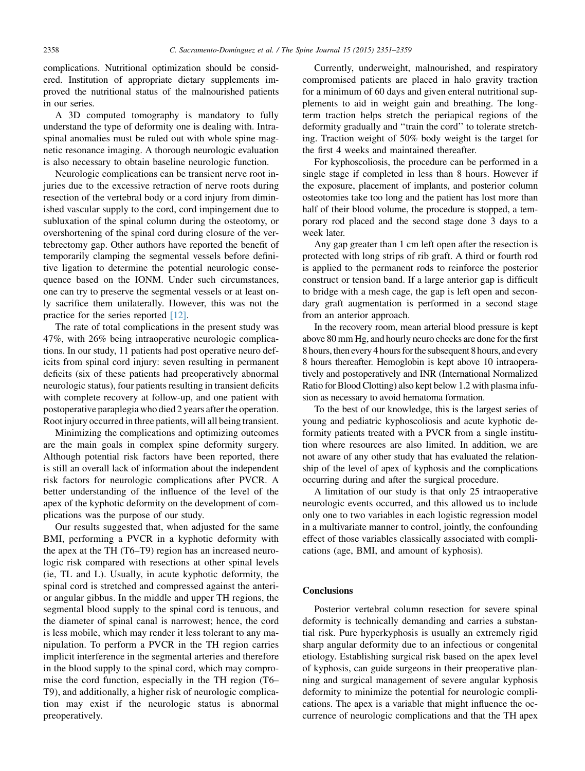complications. Nutritional optimization should be considered. Institution of appropriate dietary supplements improved the nutritional status of the malnourished patients in our series.

A 3D computed tomography is mandatory to fully understand the type of deformity one is dealing with. Intraspinal anomalies must be ruled out with whole spine magnetic resonance imaging. A thorough neurologic evaluation is also necessary to obtain baseline neurologic function.

Neurologic complications can be transient nerve root injuries due to the excessive retraction of nerve roots during resection of the vertebral body or a cord injury from diminished vascular supply to the cord, cord impingement due to subluxation of the spinal column during the osteotomy, or overshortening of the spinal cord during closure of the vertebrectomy gap. Other authors have reported the benefit of temporarily clamping the segmental vessels before definitive ligation to determine the potential neurologic consequence based on the IONM. Under such circumstances, one can try to preserve the segmental vessels or at least only sacrifice them unilaterally. However, this was not the practice for the series reported [12].

The rate of total complications in the present study was 47%, with 26% being intraoperative neurologic complications. In our study, 11 patients had post operative neuro deficits from spinal cord injury: seven resulting in permanent deficits (six of these patients had preoperatively abnormal neurologic status), four patients resulting in transient deficits with complete recovery at follow-up, and one patient with postoperative paraplegia who died 2 years after the operation. Root injury occurred in three patients, will all being transient.

Minimizing the complications and optimizing outcomes are the main goals in complex spine deformity surgery. Although potential risk factors have been reported, there is still an overall lack of information about the independent risk factors for neurologic complications after PVCR. A better understanding of the influence of the level of the apex of the kyphotic deformity on the development of complications was the purpose of our study.

Our results suggested that, when adjusted for the same BMI, performing a PVCR in a kyphotic deformity with the apex at the TH (T6–T9) region has an increased neurologic risk compared with resections at other spinal levels (ie, TL and L). Usually, in acute kyphotic deformity, the spinal cord is stretched and compressed against the anterior angular gibbus. In the middle and upper TH regions, the segmental blood supply to the spinal cord is tenuous, and the diameter of spinal canal is narrowest; hence, the cord is less mobile, which may render it less tolerant to any manipulation. To perform a PVCR in the TH region carries implicit interference in the segmental arteries and therefore in the blood supply to the spinal cord, which may compromise the cord function, especially in the TH region (T6–T9), and additionally, a higher risk of neurologic complication may exist if the neurologic status is abnormal preoperatively.

Currently, underweight, malnourished, and respiratory compromised patients are placed in halo gravity traction for a minimum of 60 days and given enteral nutritional supplements to aid in weight gain and breathing. The long-term traction helps stretch the periapical regions of the deformity gradually and "train the cord" to tolerate stretching. Traction weight of 50% body weight is the target for the first 4 weeks and maintained thereafter.

For kyphoscoliosis, the procedure can be performed in a single stage if completed in less than 8 hours. However if the exposure, placement of implants, and posterior column osteotomies take too long and the patient has lost more than half of their blood volume, the procedure is stopped, a temporary rod placed and the second stage done 3 days to a week later.

Any gap greater than 1 cm left open after the resection is protected with long strips of rib graft. A third or fourth rod is applied to the permanent rods to reinforce the posterior construct or tension band. If a large anterior gap is difficult to bridge with a mesh cage, the gap is left open and secondary graft augmentation is performed in a second stage from an anterior approach.

In the recovery room, mean arterial blood pressure is kept above 80 mm Hg, and hourly neuro checks are done for the first 8 hours, then every 4 hours for the subsequent 8 hours, and every 8 hours thereafter. Hemoglobin is kept above 10 intraoperatively and postoperatively and INR (International Normalized Ratio for Blood Clotting) also kept below 1.2 with plasma infusion as necessary to avoid hematoma formation.

To the best of our knowledge, this is the largest series of young and pediatric kyphoscoliosis and acute kyphotic deformity patients treated with a PVCR from a single institution where resources are also limited. In addition, we are not aware of any other study that has evaluated the relationship of the level of apex of kyphosis and the complications occurring during and after the surgical procedure.

A limitation of our study is that only 25 intraoperative neurologic events occurred, and this allowed us to include only one to two variables in each logistic regression model in a multivariate manner to control, jointly, the confounding effect of those variables classically associated with complications (age, BMI, and amount of kyphosis).

## Conclusions

Posterior vertebral column resection for severe spinal deformity is technically demanding and carries a substantial risk. Pure hyperkyphosis is usually an extremely rigid sharp angular deformity due to an infectious or congenital etiology. Establishing surgical risk based on the apex level of kyphosis, can guide surgeons in their preoperative planning and surgical management of severe angular kyphosis deformity to minimize the potential for neurologic complications. The apex is a variable that might influence the occurrence of neurologic complications and that the TH apex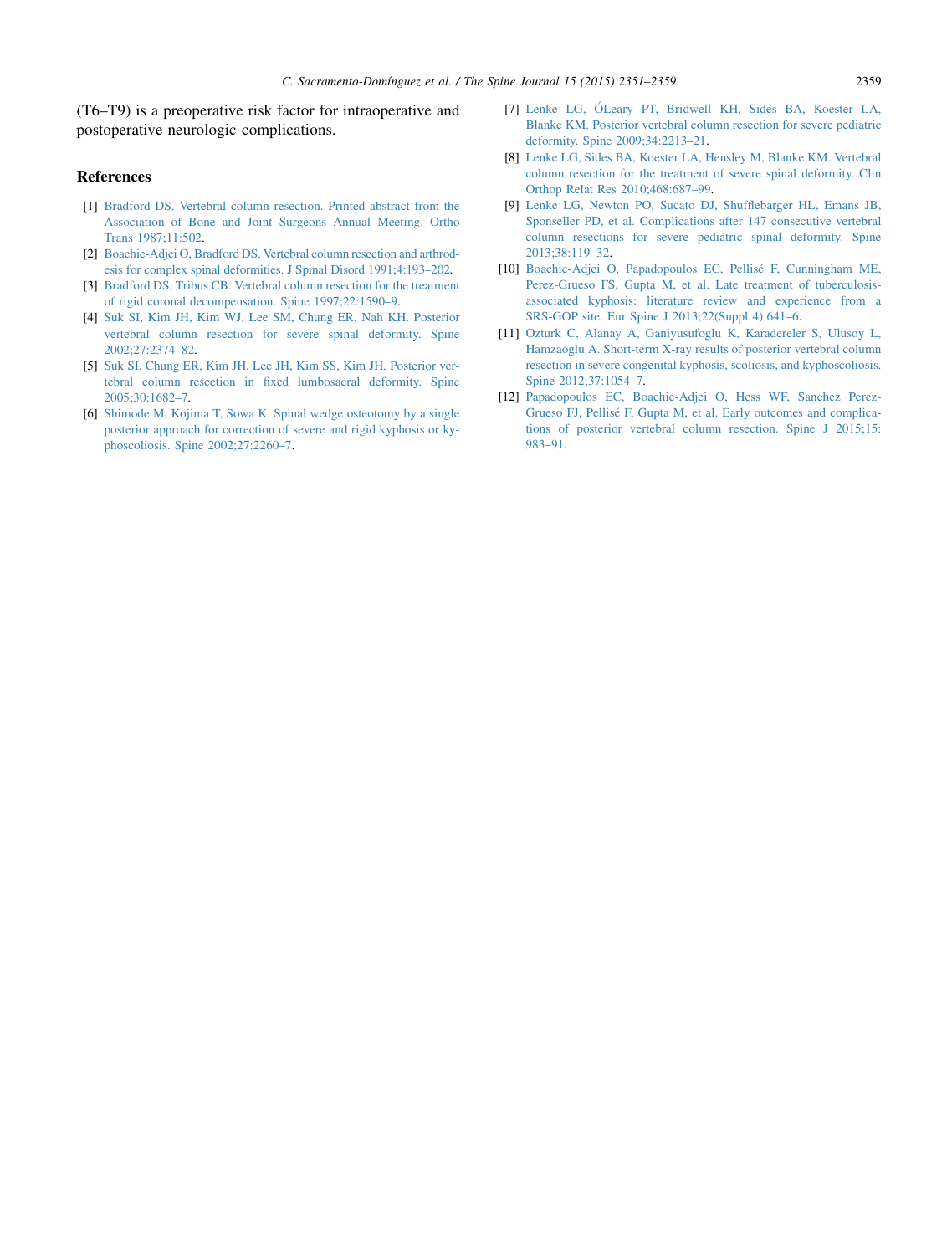(T6–T9) is a preoperative risk factor for intraoperative and postoperative neurologic complications.

## References

[1] Bradford DS. Vertebral column resection. Printed abstract from the Association of Bone and Joint Surgeons Annual Meeting. Ortho Trans 1987;11:502.

[2] Boachie-Adjei O, Bradford DS. Vertebral column resection and arthrodesis for complex spinal deformities. J Spinal Disord 1991;4:193–202.

[3] Bradford DS, Tribus CB. Vertebral column resection for the treatment of rigid coronal decompensation. Spine 1997;22:1590–9.

[4] Suk SI, Kim JH, Kim WJ, Lee SM, Chung ER, Nah KH. Posterior vertebral column resection for severe spinal deformity. Spine 2002;27:2374–82.

[5] Suk SI, Chung ER, Kim JH, Lee JH, Kim SS, Kim JH. Posterior vertebral column resection in fixed lumbosacral deformity. Spine 2005;30:1682–7.

[6] Shimode M, Kojima T, Sowa K. Spinal wedge osteotomy by a single posterior approach for correction of severe and rigid kyphosis or kyphoscoliosis. Spine 2002;27:2260–7.

[7] Lenke LG, ÓLeary PT, Bridwell KH, Sides BA, Koester LA, Blanke KM. Posterior vertebral column resection for severe pediatric deformity. Spine 2009;34:2213–21.

[8] Lenke LG, Sides BA, Koester LA, Hensley M, Blanke KM. Vertebral column resection for the treatment of severe spinal deformity. Clin Orthop Relat Res 2010;468:687–99.

[9] Lenke LG, Newton PO, Sucato DJ, Shufflebarger HL, Emans JB, Sponseller PD, et al. Complications after 147 consecutive vertebral column resections for severe pediatric spinal deformity. Spine 2013;38:119–32.

[10] Boachie-Adjei O, Papadopoulos EC, Pellisé F, Cunningham ME, Perez-Grueso FS, Gupta M, et al. Late treatment of tuberculosis-associated kyphosis: literature review and experience from a SRS-GOP site. Eur Spine J 2013;22(Suppl 4):641–6.

[11] Ozturk C, Alanay A, Ganiyusufoglu K, Karadereler S, Ulusoy L, Hamzaoglu A. Short-term X-ray results of posterior vertebral column resection in severe congenital kyphosis, scoliosis, and kyphoscoliosis. Spine 2012;37:1054–7.

[12] Papadopoulos EC, Boachie-Adjei O, Hess WF, Sanchez Perez-Grueso FJ, Pellisé F, Gupta M, et al. Early outcomes and complications of posterior vertebral column resection. Spine J 2015;15:983–91.